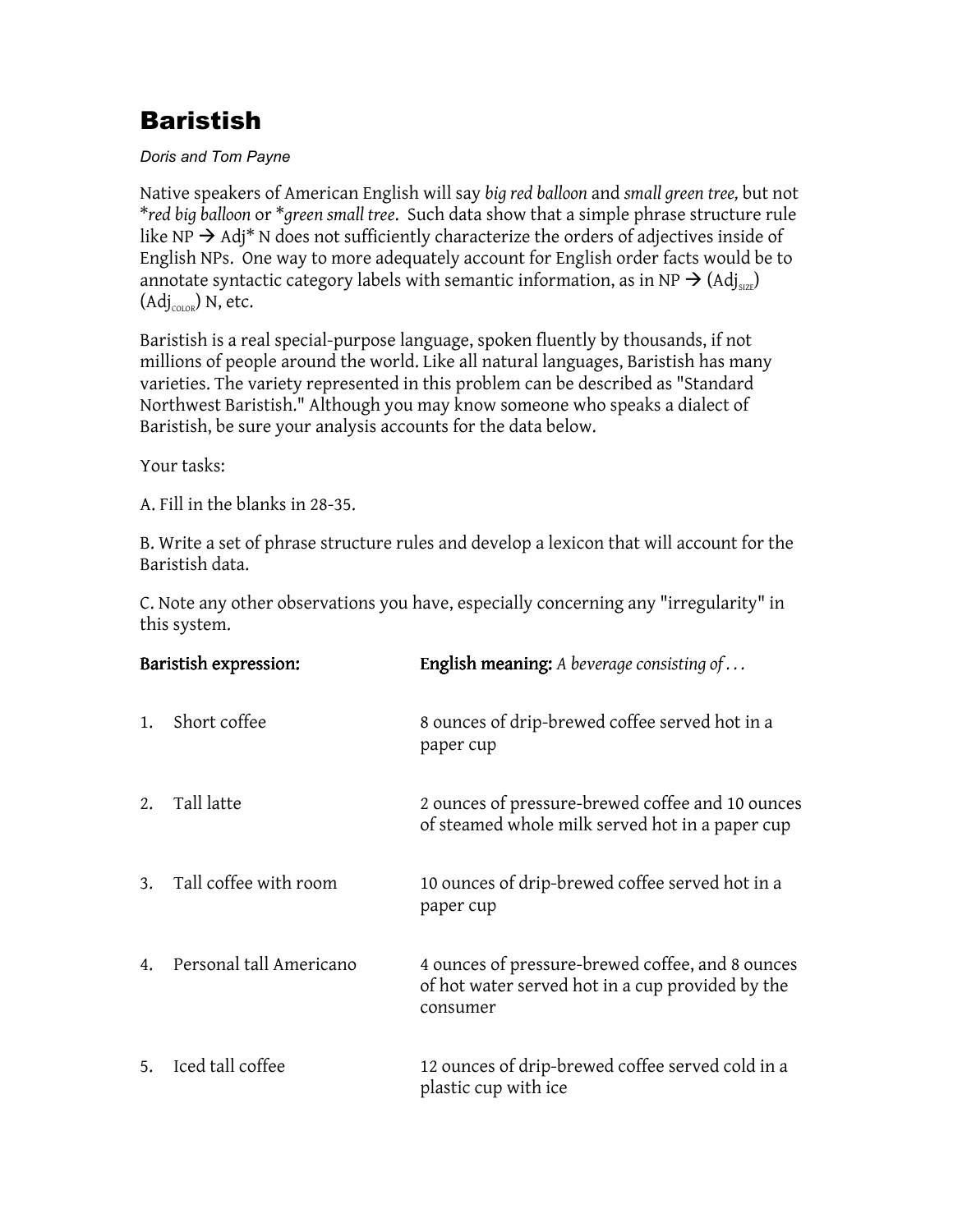# Baristish

*Doris and Tom Payne*

Native speakers of American English will say *big red balloon* and *small green tree,* but not *\*red big balloon* or *\*green small tree*. Such data show that a simple phrase structure rule like NP → Adj* N does not sufficiently characterize the orders of adjectives inside of English NPs. One way to more adequately account for English order facts would be to annotate syntactic category labels with semantic information, as in NP → ($Adj_{SIZE}$) ($Adj_{COLOR}$) N, etc.

Baristish is a real special-purpose language, spoken fluently by thousands, if not millions of people around the world. Like all natural languages, Baristish has many varieties. The variety represented in this problem can be described as "Standard Northwest Baristish." Although you may know someone who speaks a dialect of Baristish, be sure your analysis accounts for the data below.

Your tasks:

A. Fill in the blanks in 28-35.

B. Write a set of phrase structure rules and develop a lexicon that will account for the Baristish data.

C. Note any other observations you have, especially concerning any "irregularity" in this system.

| | **Baristish expression:** | **English meaning:** *A beverage consisting of . . .* |
|---|---|---|
| 1. | Short coffee | 8 ounces of drip-brewed coffee served hot in a paper cup |
| 2. | Tall latte | 2 ounces of pressure-brewed coffee and 10 ounces of steamed whole milk served hot in a paper cup |
| 3. | Tall coffee with room | 10 ounces of drip-brewed coffee served hot in a paper cup |
| 4. | Personal tall Americano | 4 ounces of pressure-brewed coffee, and 8 ounces of hot water served hot in a cup provided by the consumer |
| 5. | Iced tall coffee | 12 ounces of drip-brewed coffee served cold in a plastic cup with ice |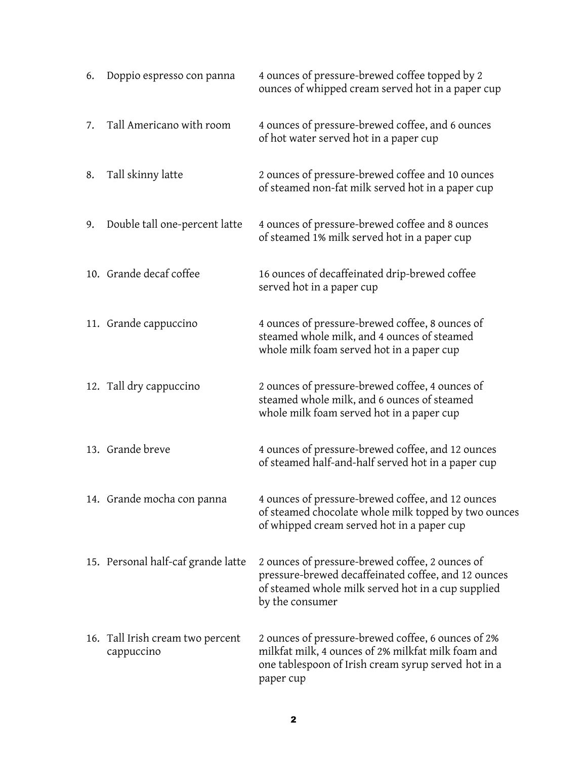| | | |
|---|---|---|
| 6. | Doppio espresso con panna | 4 ounces of pressure-brewed coffee topped by 2 ounces of whipped cream served hot in a paper cup |
| 7. | Tall Americano with room | 4 ounces of pressure-brewed coffee, and 6 ounces of hot water served hot in a paper cup |
| 8. | Tall skinny latte | 2 ounces of pressure-brewed coffee and 10 ounces of steamed non-fat milk served hot in a paper cup |
| 9. | Double tall one-percent latte | 4 ounces of pressure-brewed coffee and 8 ounces of steamed 1% milk served hot in a paper cup |
| 10. | Grande decaf coffee | 16 ounces of decaffeinated drip-brewed coffee served hot in a paper cup |
| 11. | Grande cappuccino | 4 ounces of pressure-brewed coffee, 8 ounces of steamed whole milk, and 4 ounces of steamed whole milk foam served hot in a paper cup |
| 12. | Tall dry cappuccino | 2 ounces of pressure-brewed coffee, 4 ounces of steamed whole milk, and 6 ounces of steamed whole milk foam served hot in a paper cup |
| 13. | Grande breve | 4 ounces of pressure-brewed coffee, and 12 ounces of steamed half-and-half served hot in a paper cup |
| 14. | Grande mocha con panna | 4 ounces of pressure-brewed coffee, and 12 ounces of steamed chocolate whole milk topped by two ounces of whipped cream served hot in a paper cup |
| 15. | Personal half-caf grande latte | 2 ounces of pressure-brewed coffee, 2 ounces of pressure-brewed decaffeinated coffee, and 12 ounces of steamed whole milk served hot in a cup supplied by the consumer |
| 16. | Tall Irish cream two percent cappuccino | 2 ounces of pressure-brewed coffee, 6 ounces of 2% milkfat milk, 4 ounces of 2% milkfat milk foam and one tablespoon of Irish cream syrup served hot in a paper cup |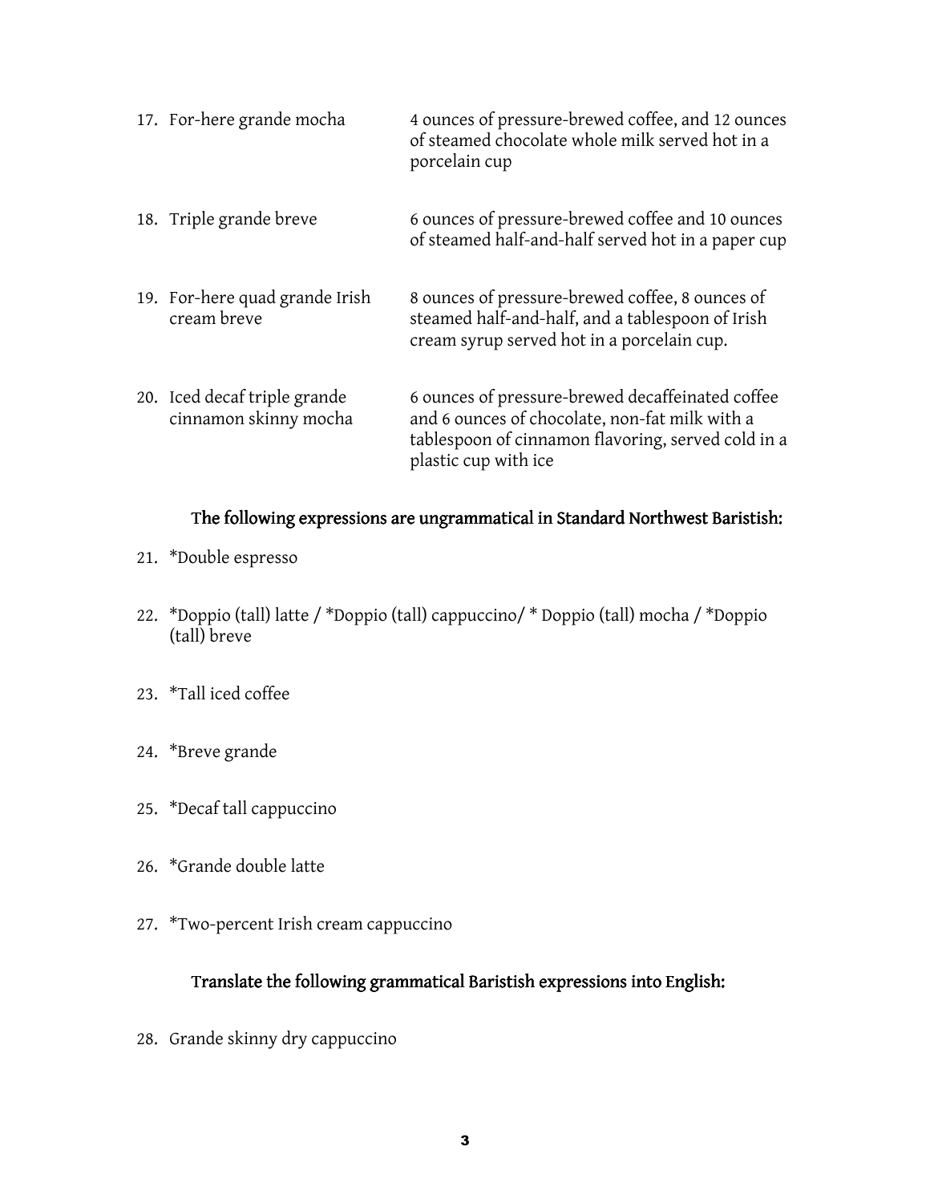| | |
|---|---|
| 17. For-here grande mocha | 4 ounces of pressure-brewed coffee, and 12 ounces of steamed chocolate whole milk served hot in a porcelain cup |
| 18. Triple grande breve | 6 ounces of pressure-brewed coffee and 10 ounces of steamed half-and-half served hot in a paper cup |
| 19. For-here quad grande Irish cream breve | 8 ounces of pressure-brewed coffee, 8 ounces of steamed half-and-half, and a tablespoon of Irish cream syrup served hot in a porcelain cup. |
| 20. Iced decaf triple grande cinnamon skinny mocha | 6 ounces of pressure-brewed decaffeinated coffee and 6 ounces of chocolate, non-fat milk with a tablespoon of cinnamon flavoring, served cold in a plastic cup with ice |

### The following expressions are ungrammatical in Standard Northwest Baristish:

21. *Double espresso

22. *Doppio (tall) latte / *Doppio (tall) cappuccino/ * Doppio (tall) mocha / *Doppio (tall) breve

23. *Tall iced coffee

24. *Breve grande

25. *Decaf tall cappuccino

26. *Grande double latte

27. *Two-percent Irish cream cappuccino

### Translate the following grammatical Baristish expressions into English:

28. Grande skinny dry cappuccino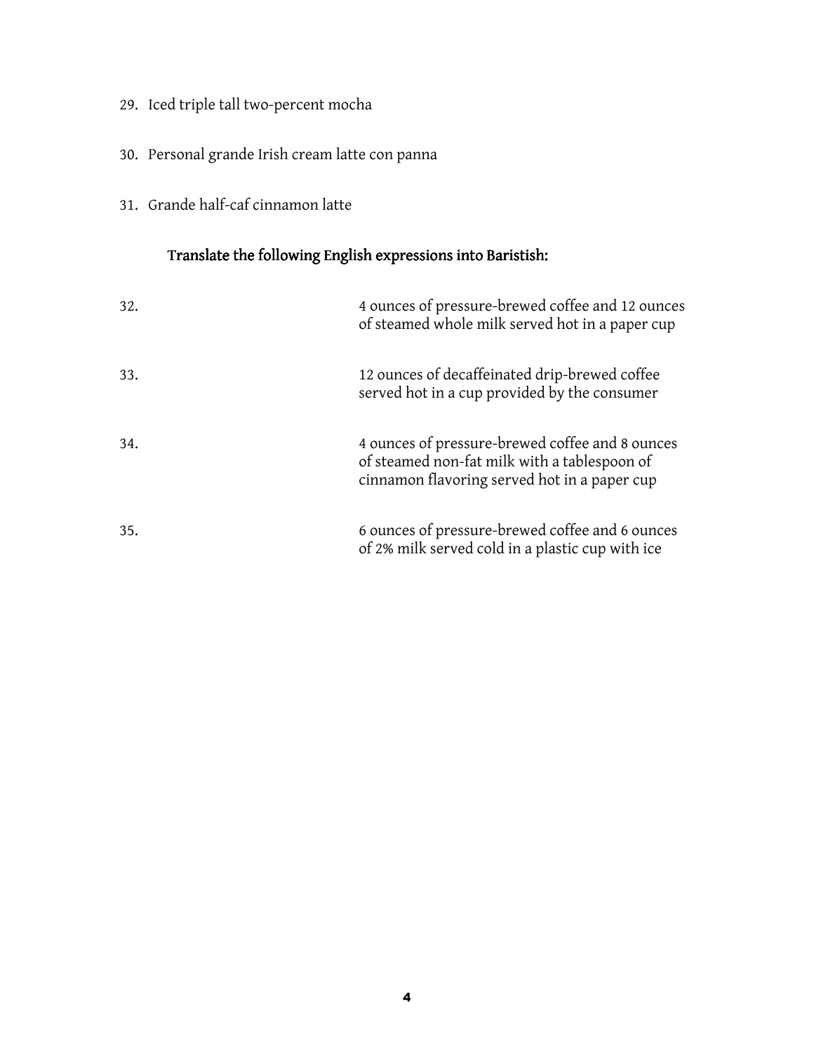29. Iced triple tall two-percent mocha

30. Personal grande Irish cream latte con panna

31. Grande half-caf cinnamon latte

**Translate the following English expressions into Baristish:**

| | |
|---|---|
| 32. | 4 ounces of pressure-brewed coffee and 12 ounces of steamed whole milk served hot in a paper cup |
| 33. | 12 ounces of decaffeinated drip-brewed coffee served hot in a cup provided by the consumer |
| 34. | 4 ounces of pressure-brewed coffee and 8 ounces of steamed non-fat milk with a tablespoon of cinnamon flavoring served hot in a paper cup |
| 35. | 6 ounces of pressure-brewed coffee and 6 ounces of 2% milk served cold in a plastic cup with ice |